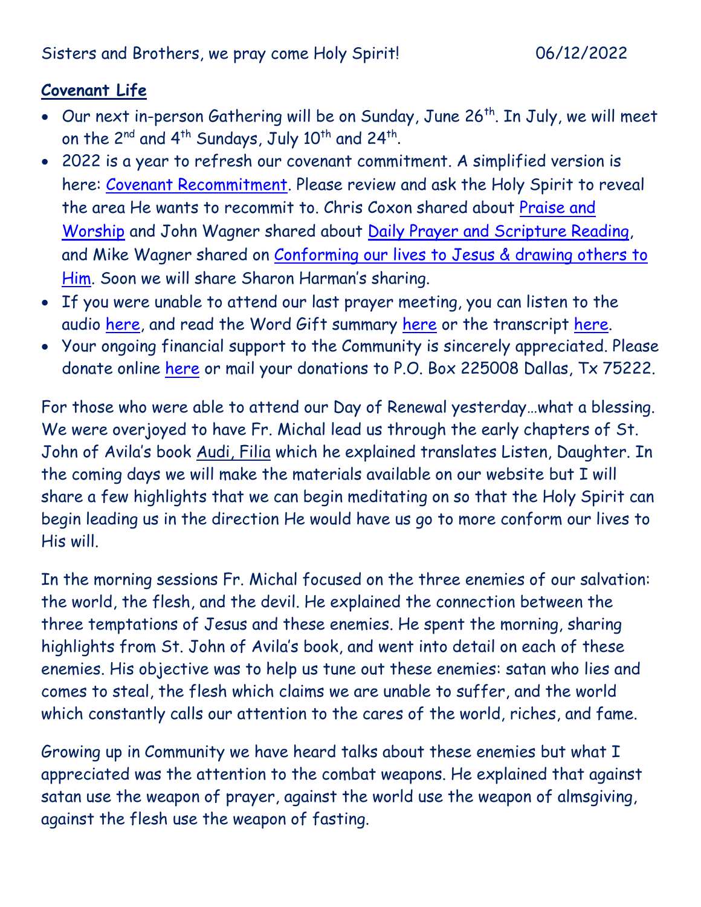Sisters and Brothers, we pray come Holy Spirit! 06/12/2022

**Covenant Life**

- Our next in-person Gathering will be on Sunday, June 26th. In July, we will meet on the 2nd and 4th Sundays, July 10th and 24th.
- 2022 is a year to refresh our covenant commitment. A simplified version is here: Covenant Recommitment. Please review and ask the Holy Spirit to reveal the area He wants to recommit to. Chris Coxon shared about Praise and Worship and John Wagner shared about Daily Prayer and Scripture Reading, and Mike Wagner shared on Conforming our lives to Jesus & drawing others to Him. Soon we will share Sharon Harman's sharing.
- If you were unable to attend our last prayer meeting, you can listen to the audio here, and read the Word Gift summary here or the transcript here.
- Your ongoing financial support to the Community is sincerely appreciated. Please donate online here or mail your donations to P.O. Box 225008 Dallas, Tx 75222.

For those who were able to attend our Day of Renewal yesterday…what a blessing. We were overjoyed to have Fr. Michal lead us through the early chapters of St. John of Avila's book Audi, Filia which he explained translates Listen, Daughter. In the coming days we will make the materials available on our website but I will share a few highlights that we can begin meditating on so that the Holy Spirit can begin leading us in the direction He would have us go to more conform our lives to His will.

In the morning sessions Fr. Michal focused on the three enemies of our salvation: the world, the flesh, and the devil. He explained the connection between the three temptations of Jesus and these enemies. He spent the morning, sharing highlights from St. John of Avila's book, and went into detail on each of these enemies. His objective was to help us tune out these enemies: satan who lies and comes to steal, the flesh which claims we are unable to suffer, and the world which constantly calls our attention to the cares of the world, riches, and fame.

Growing up in Community we have heard talks about these enemies but what I appreciated was the attention to the combat weapons. He explained that against satan use the weapon of prayer, against the world use the weapon of almsgiving, against the flesh use the weapon of fasting.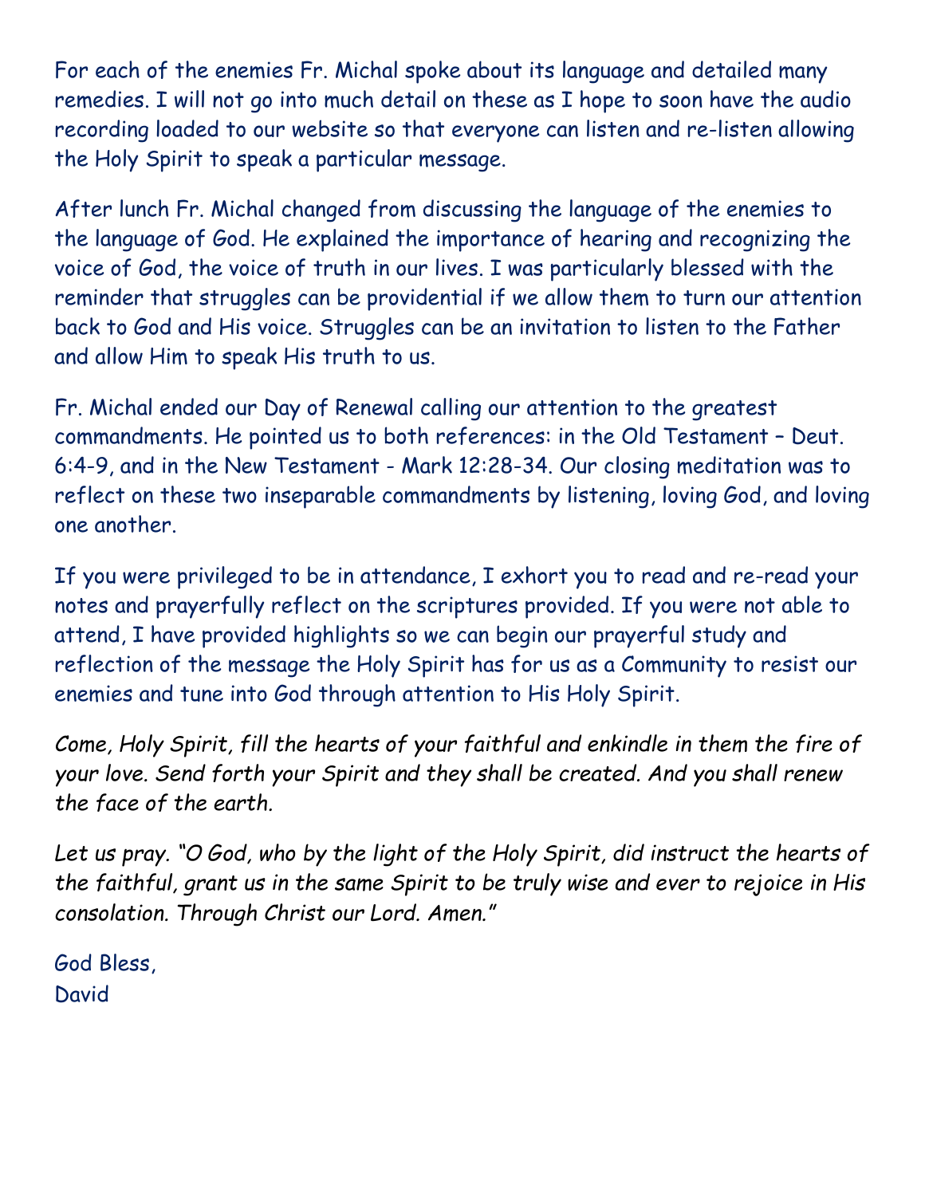For each of the enemies Fr. Michal spoke about its language and detailed many remedies. I will not go into much detail on these as I hope to soon have the audio recording loaded to our website so that everyone can listen and re-listen allowing the Holy Spirit to speak a particular message.

After lunch Fr. Michal changed from discussing the language of the enemies to the language of God. He explained the importance of hearing and recognizing the voice of God, the voice of truth in our lives. I was particularly blessed with the reminder that struggles can be providential if we allow them to turn our attention back to God and His voice. Struggles can be an invitation to listen to the Father and allow Him to speak His truth to us.

Fr. Michal ended our Day of Renewal calling our attention to the greatest commandments. He pointed us to both references: in the Old Testament – Deut. 6:4-9, and in the New Testament - Mark 12:28-34. Our closing meditation was to reflect on these two inseparable commandments by listening, loving God, and loving one another.

If you were privileged to be in attendance, I exhort you to read and re-read your notes and prayerfully reflect on the scriptures provided. If you were not able to attend, I have provided highlights so we can begin our prayerful study and reflection of the message the Holy Spirit has for us as a Community to resist our enemies and tune into God through attention to His Holy Spirit.

*Come, Holy Spirit, fill the hearts of your faithful and enkindle in them the fire of your love. Send forth your Spirit and they shall be created. And you shall renew the face of the earth.*

*Let us pray. "O God, who by the light of the Holy Spirit, did instruct the hearts of the faithful, grant us in the same Spirit to be truly wise and ever to rejoice in His consolation. Through Christ our Lord. Amen."*

God Bless,  
David